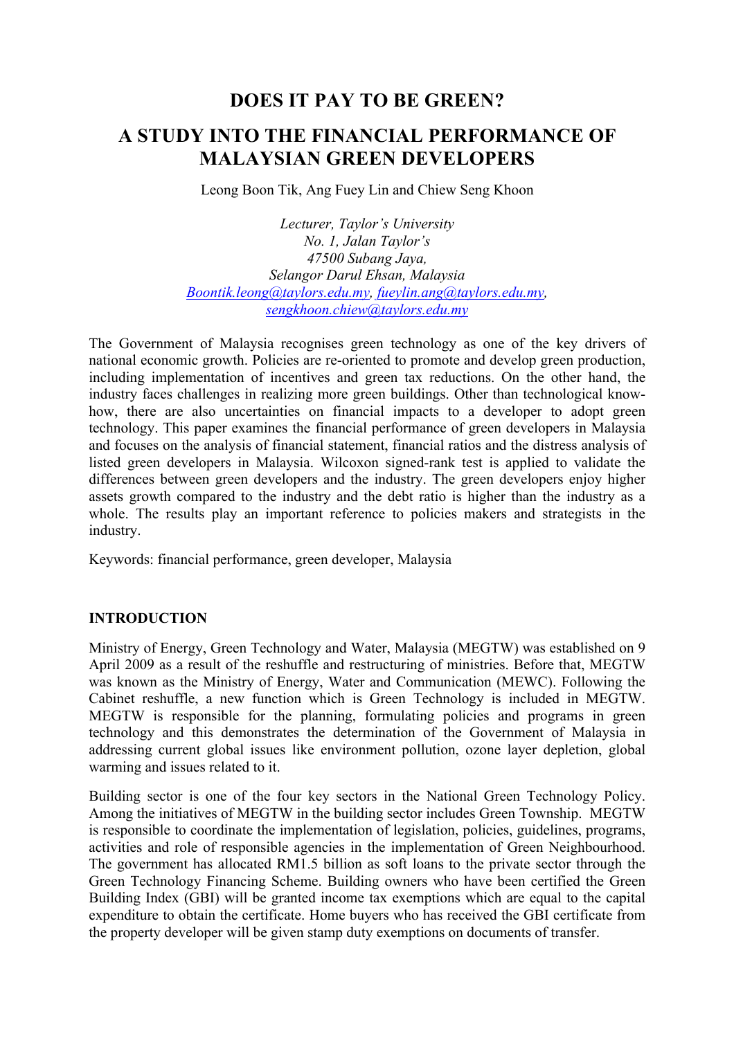# DOES IT PAY TO BE GREEN?

# A STUDY INTO THE FINANCIAL PERFORMANCE OF MALAYSIAN GREEN DEVELOPERS

Leong Boon Tik, Ang Fuey Lin and Chiew Seng Khoon

*Lecturer, Taylor's University*
*No. 1, Jalan Taylor's*
*47500 Subang Jaya,*
*Selangor Darul Ehsan, Malaysia*
Boontik.leong@taylors.edu.my, fueylin.ang@taylors.edu.my, sengkhoon.chiew@taylors.edu.my

The Government of Malaysia recognises green technology as one of the key drivers of national economic growth. Policies are re-oriented to promote and develop green production, including implementation of incentives and green tax reductions. On the other hand, the industry faces challenges in realizing more green buildings. Other than technological know-how, there are also uncertainties on financial impacts to a developer to adopt green technology. This paper examines the financial performance of green developers in Malaysia and focuses on the analysis of financial statement, financial ratios and the distress analysis of listed green developers in Malaysia. Wilcoxon signed-rank test is applied to validate the differences between green developers and the industry. The green developers enjoy higher assets growth compared to the industry and the debt ratio is higher than the industry as a whole. The results play an important reference to policies makers and strategists in the industry.

Keywords: financial performance, green developer, Malaysia

## INTRODUCTION

Ministry of Energy, Green Technology and Water, Malaysia (MEGTW) was established on 9 April 2009 as a result of the reshuffle and restructuring of ministries. Before that, MEGTW was known as the Ministry of Energy, Water and Communication (MEWC). Following the Cabinet reshuffle, a new function which is Green Technology is included in MEGTW. MEGTW is responsible for the planning, formulating policies and programs in green technology and this demonstrates the determination of the Government of Malaysia in addressing current global issues like environment pollution, ozone layer depletion, global warming and issues related to it.

Building sector is one of the four key sectors in the National Green Technology Policy. Among the initiatives of MEGTW in the building sector includes Green Township. MEGTW is responsible to coordinate the implementation of legislation, policies, guidelines, programs, activities and role of responsible agencies in the implementation of Green Neighbourhood. The government has allocated RM1.5 billion as soft loans to the private sector through the Green Technology Financing Scheme. Building owners who have been certified the Green Building Index (GBI) will be granted income tax exemptions which are equal to the capital expenditure to obtain the certificate. Home buyers who has received the GBI certificate from the property developer will be given stamp duty exemptions on documents of transfer.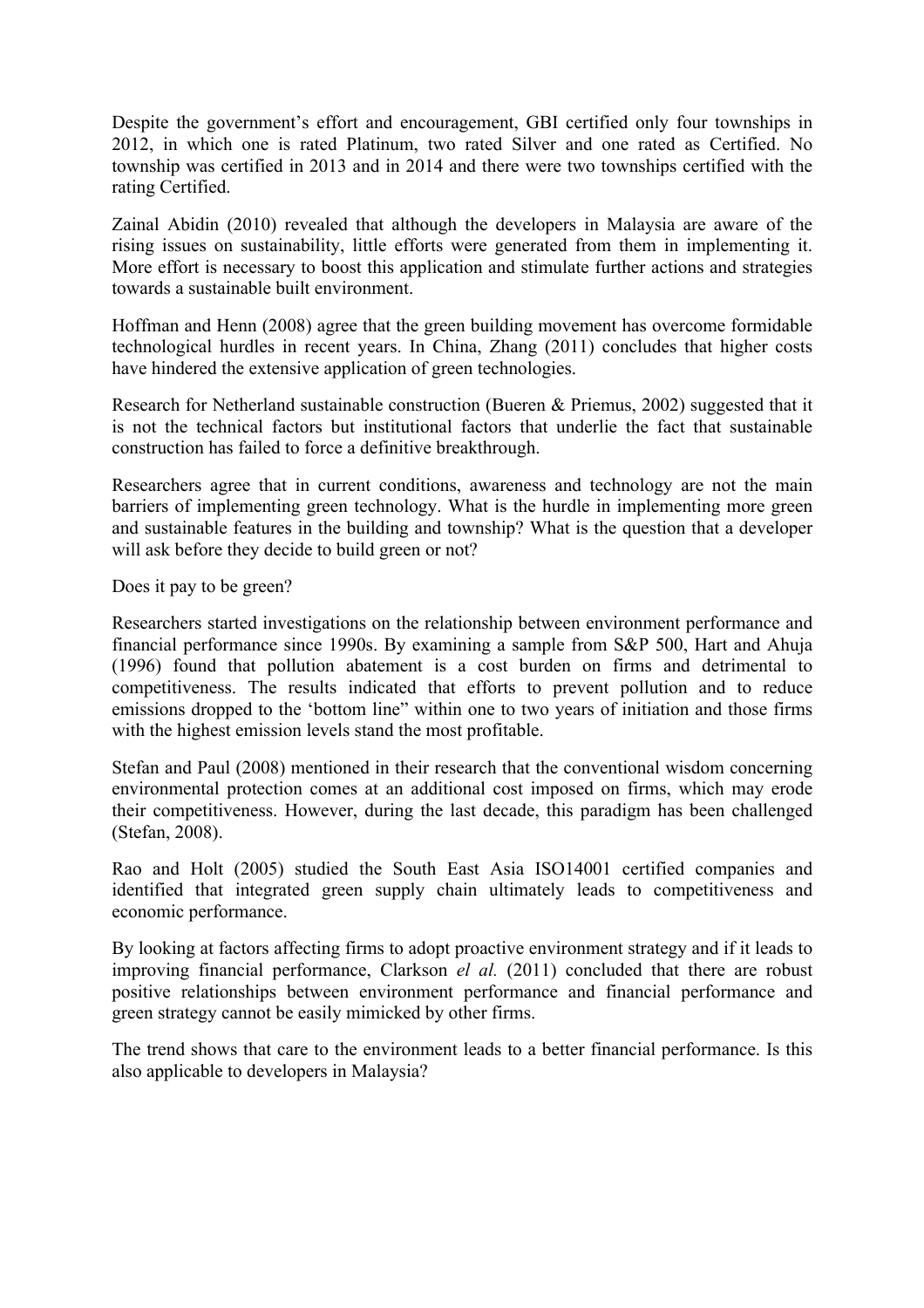Despite the government's effort and encouragement, GBI certified only four townships in 2012, in which one is rated Platinum, two rated Silver and one rated as Certified. No township was certified in 2013 and in 2014 and there were two townships certified with the rating Certified.

Zainal Abidin (2010) revealed that although the developers in Malaysia are aware of the rising issues on sustainability, little efforts were generated from them in implementing it. More effort is necessary to boost this application and stimulate further actions and strategies towards a sustainable built environment.

Hoffman and Henn (2008) agree that the green building movement has overcome formidable technological hurdles in recent years. In China, Zhang (2011) concludes that higher costs have hindered the extensive application of green technologies.

Research for Netherland sustainable construction (Bueren & Priemus, 2002) suggested that it is not the technical factors but institutional factors that underlie the fact that sustainable construction has failed to force a definitive breakthrough.

Researchers agree that in current conditions, awareness and technology are not the main barriers of implementing green technology. What is the hurdle in implementing more green and sustainable features in the building and township? What is the question that a developer will ask before they decide to build green or not?

Does it pay to be green?

Researchers started investigations on the relationship between environment performance and financial performance since 1990s. By examining a sample from S&P 500, Hart and Ahuja (1996) found that pollution abatement is a cost burden on firms and detrimental to competitiveness. The results indicated that efforts to prevent pollution and to reduce emissions dropped to the 'bottom line" within one to two years of initiation and those firms with the highest emission levels stand the most profitable.

Stefan and Paul (2008) mentioned in their research that the conventional wisdom concerning environmental protection comes at an additional cost imposed on firms, which may erode their competitiveness. However, during the last decade, this paradigm has been challenged (Stefan, 2008).

Rao and Holt (2005) studied the South East Asia ISO14001 certified companies and identified that integrated green supply chain ultimately leads to competitiveness and economic performance.

By looking at factors affecting firms to adopt proactive environment strategy and if it leads to improving financial performance, Clarkson *el al.* (2011) concluded that there are robust positive relationships between environment performance and financial performance and green strategy cannot be easily mimicked by other firms.

The trend shows that care to the environment leads to a better financial performance. Is this also applicable to developers in Malaysia?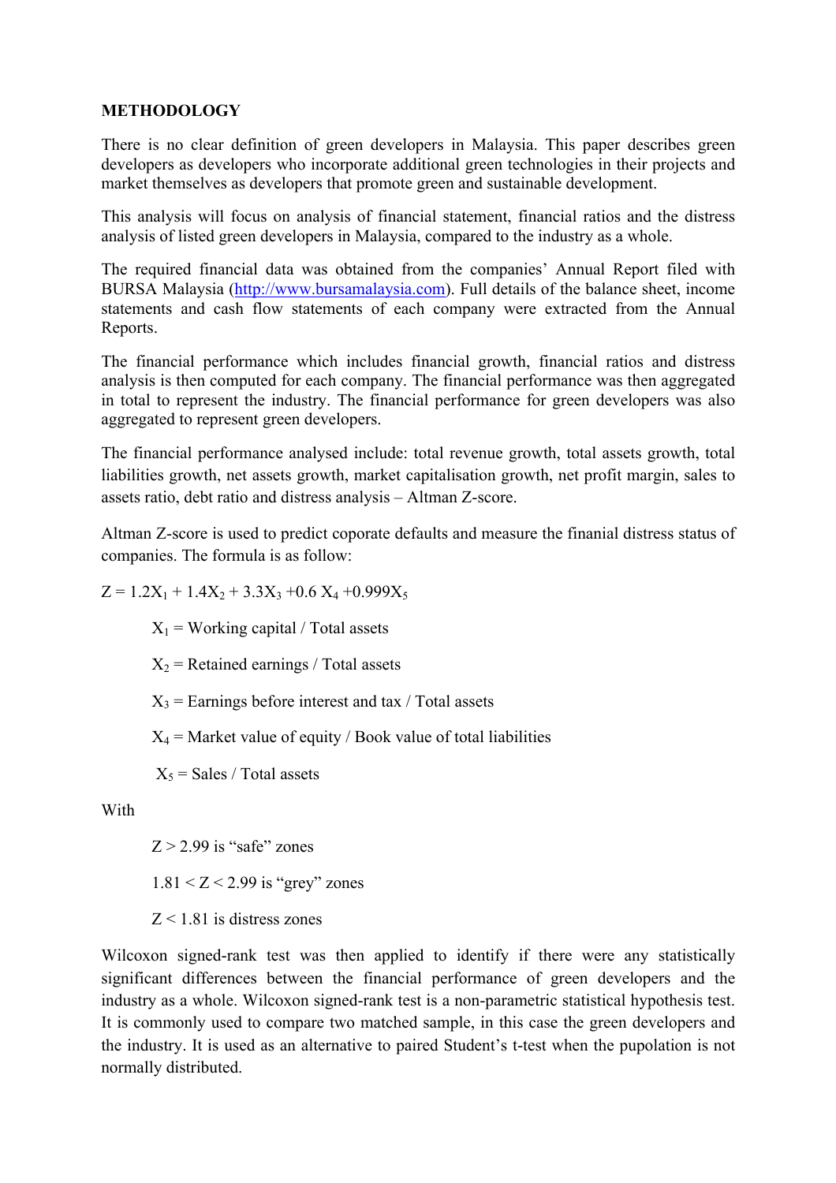## METHODOLOGY

There is no clear definition of green developers in Malaysia. This paper describes green developers as developers who incorporate additional green technologies in their projects and market themselves as developers that promote green and sustainable development.

This analysis will focus on analysis of financial statement, financial ratios and the distress analysis of listed green developers in Malaysia, compared to the industry as a whole.

The required financial data was obtained from the companies' Annual Report filed with BURSA Malaysia (http://www.bursamalaysia.com). Full details of the balance sheet, income statements and cash flow statements of each company were extracted from the Annual Reports.

The financial performance which includes financial growth, financial ratios and distress analysis is then computed for each company. The financial performance was then aggregated in total to represent the industry. The financial performance for green developers was also aggregated to represent green developers.

The financial performance analysed include: total revenue growth, total assets growth, total liabilities growth, net assets growth, market capitalisation growth, net profit margin, sales to assets ratio, debt ratio and distress analysis – Altman Z-score.

Altman Z-score is used to predict coporate defaults and measure the finanial distress status of companies. The formula is as follow:

$$Z = 1.2X_1 + 1.4X_2 + 3.3X_3 + 0.6\,X_4 + 0.999X_5$$

$X_1$ = Working capital / Total assets

$X_2$ = Retained earnings / Total assets

$X_3$ = Earnings before interest and tax / Total assets

$X_4$ = Market value of equity / Book value of total liabilities

$X_5$ = Sales / Total assets

With

$Z > 2.99$ is "safe" zones

$1.81 < Z < 2.99$ is "grey" zones

$Z < 1.81$ is distress zones

Wilcoxon signed-rank test was then applied to identify if there were any statistically significant differences between the financial performance of green developers and the industry as a whole. Wilcoxon signed-rank test is a non-parametric statistical hypothesis test. It is commonly used to compare two matched sample, in this case the green developers and the industry. It is used as an alternative to paired Student's t-test when the pupolation is not normally distributed.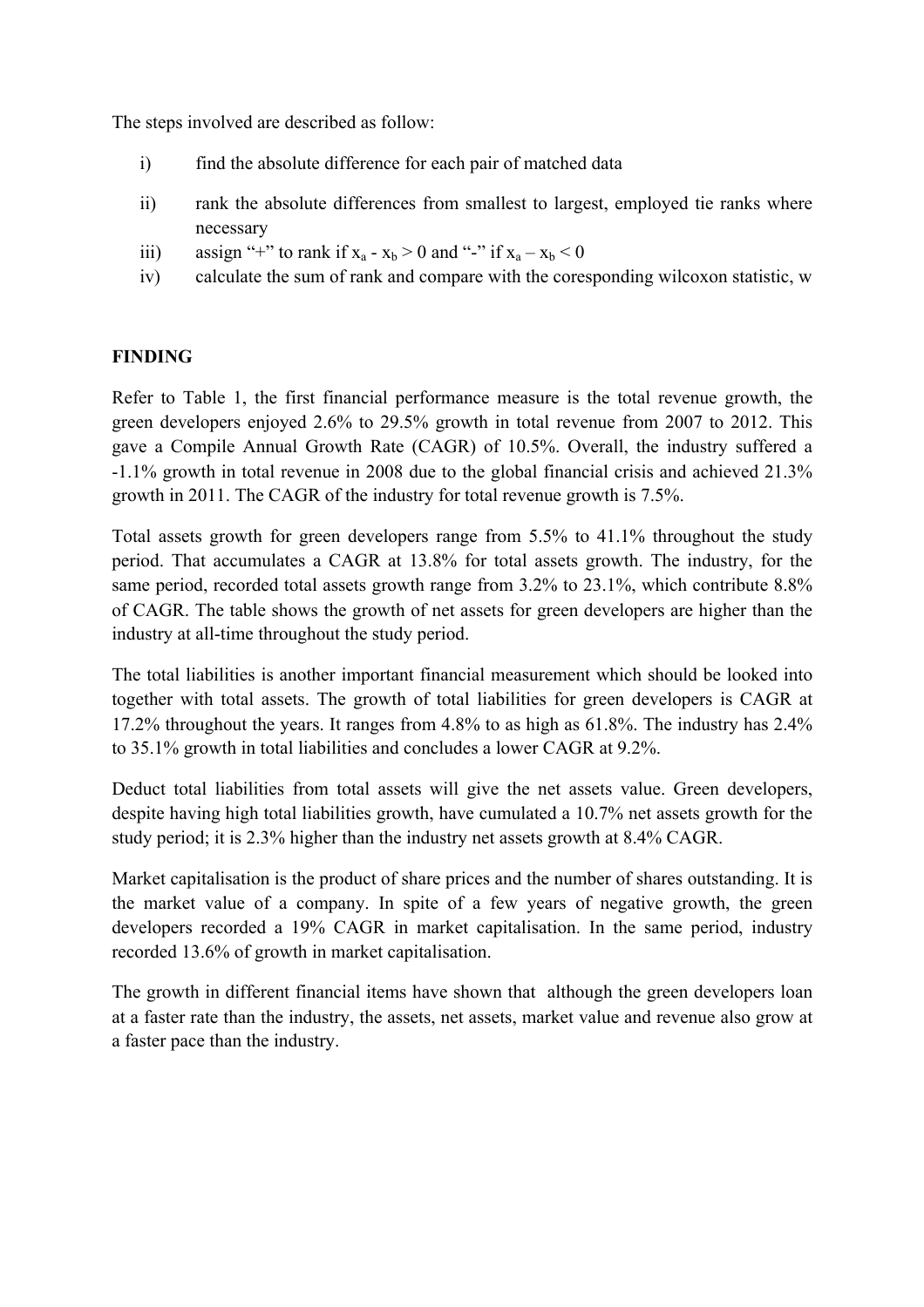The steps involved are described as follow:

i) find the absolute difference for each pair of matched data

ii) rank the absolute differences from smallest to largest, employed tie ranks where necessary

iii) assign "+" to rank if $x_a - x_b > 0$ and "-" if $x_a - x_b < 0$

iv) calculate the sum of rank and compare with the coresponding wilcoxon statistic, w

**FINDING**

Refer to Table 1, the first financial performance measure is the total revenue growth, the green developers enjoyed 2.6% to 29.5% growth in total revenue from 2007 to 2012. This gave a Compile Annual Growth Rate (CAGR) of 10.5%. Overall, the industry suffered a -1.1% growth in total revenue in 2008 due to the global financial crisis and achieved 21.3% growth in 2011. The CAGR of the industry for total revenue growth is 7.5%.

Total assets growth for green developers range from 5.5% to 41.1% throughout the study period. That accumulates a CAGR at 13.8% for total assets growth. The industry, for the same period, recorded total assets growth range from 3.2% to 23.1%, which contribute 8.8% of CAGR. The table shows the growth of net assets for green developers are higher than the industry at all-time throughout the study period.

The total liabilities is another important financial measurement which should be looked into together with total assets. The growth of total liabilities for green developers is CAGR at 17.2% throughout the years. It ranges from 4.8% to as high as 61.8%. The industry has 2.4% to 35.1% growth in total liabilities and concludes a lower CAGR at 9.2%.

Deduct total liabilities from total assets will give the net assets value. Green developers, despite having high total liabilities growth, have cumulated a 10.7% net assets growth for the study period; it is 2.3% higher than the industry net assets growth at 8.4% CAGR.

Market capitalisation is the product of share prices and the number of shares outstanding. It is the market value of a company. In spite of a few years of negative growth, the green developers recorded a 19% CAGR in market capitalisation. In the same period, industry recorded 13.6% of growth in market capitalisation.

The growth in different financial items have shown that although the green developers loan at a faster rate than the industry, the assets, net assets, market value and revenue also grow at a faster pace than the industry.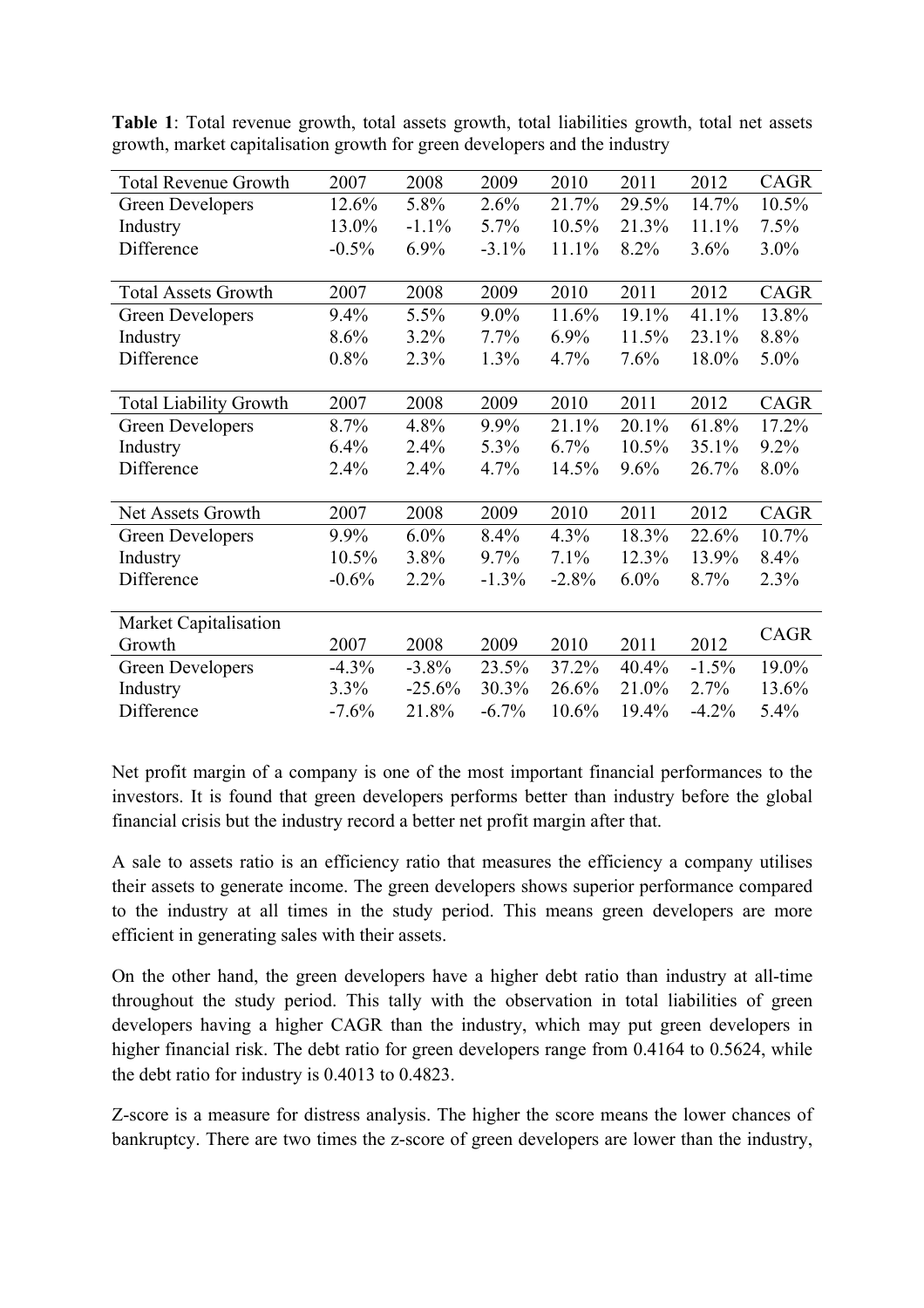**Table 1**: Total revenue growth, total assets growth, total liabilities growth, total net assets growth, market capitalisation growth for green developers and the industry

| Total Revenue Growth | 2007 | 2008 | 2009 | 2010 | 2011 | 2012 | CAGR |
|---|---|---|---|---|---|---|---|
| Green Developers | 12.6% | 5.8% | 2.6% | 21.7% | 29.5% | 14.7% | 10.5% |
| Industry | 13.0% | -1.1% | 5.7% | 10.5% | 21.3% | 11.1% | 7.5% |
| Difference | -0.5% | 6.9% | -3.1% | 11.1% | 8.2% | 3.6% | 3.0% |
| **Total Assets Growth** | **2007** | **2008** | **2009** | **2010** | **2011** | **2012** | **CAGR** |
| Green Developers | 9.4% | 5.5% | 9.0% | 11.6% | 19.1% | 41.1% | 13.8% |
| Industry | 8.6% | 3.2% | 7.7% | 6.9% | 11.5% | 23.1% | 8.8% |
| Difference | 0.8% | 2.3% | 1.3% | 4.7% | 7.6% | 18.0% | 5.0% |
| **Total Liability Growth** | **2007** | **2008** | **2009** | **2010** | **2011** | **2012** | **CAGR** |
| Green Developers | 8.7% | 4.8% | 9.9% | 21.1% | 20.1% | 61.8% | 17.2% |
| Industry | 6.4% | 2.4% | 5.3% | 6.7% | 10.5% | 35.1% | 9.2% |
| Difference | 2.4% | 2.4% | 4.7% | 14.5% | 9.6% | 26.7% | 8.0% |
| **Net Assets Growth** | **2007** | **2008** | **2009** | **2010** | **2011** | **2012** | **CAGR** |
| Green Developers | 9.9% | 6.0% | 8.4% | 4.3% | 18.3% | 22.6% | 10.7% |
| Industry | 10.5% | 3.8% | 9.7% | 7.1% | 12.3% | 13.9% | 8.4% |
| Difference | -0.6% | 2.2% | -1.3% | -2.8% | 6.0% | 8.7% | 2.3% |
| **Market Capitalisation Growth** | **2007** | **2008** | **2009** | **2010** | **2011** | **2012** | **CAGR** |
| Green Developers | -4.3% | -3.8% | 23.5% | 37.2% | 40.4% | -1.5% | 19.0% |
| Industry | 3.3% | -25.6% | 30.3% | 26.6% | 21.0% | 2.7% | 13.6% |
| Difference | -7.6% | 21.8% | -6.7% | 10.6% | 19.4% | -4.2% | 5.4% |

Net profit margin of a company is one of the most important financial performances to the investors. It is found that green developers performs better than industry before the global financial crisis but the industry record a better net profit margin after that.

A sale to assets ratio is an efficiency ratio that measures the efficiency a company utilises their assets to generate income. The green developers shows superior performance compared to the industry at all times in the study period. This means green developers are more efficient in generating sales with their assets.

On the other hand, the green developers have a higher debt ratio than industry at all-time throughout the study period. This tally with the observation in total liabilities of green developers having a higher CAGR than the industry, which may put green developers in higher financial risk. The debt ratio for green developers range from 0.4164 to 0.5624, while the debt ratio for industry is 0.4013 to 0.4823.

Z-score is a measure for distress analysis. The higher the score means the lower chances of bankruptcy. There are two times the z-score of green developers are lower than the industry,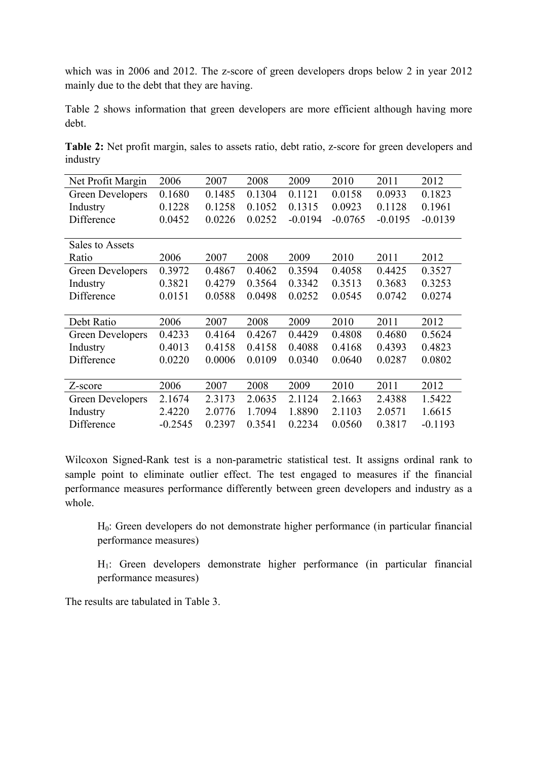which was in 2006 and 2012. The z-score of green developers drops below 2 in year 2012 mainly due to the debt that they are having.

Table 2 shows information that green developers are more efficient although having more debt.

**Table 2:** Net profit margin, sales to assets ratio, debt ratio, z-score for green developers and industry

| Net Profit Margin | 2006 | 2007 | 2008 | 2009 | 2010 | 2011 | 2012 |
|---|---|---|---|---|---|---|---|
| Green Developers | 0.1680 | 0.1485 | 0.1304 | 0.1121 | 0.0158 | 0.0933 | 0.1823 |
| Industry | 0.1228 | 0.1258 | 0.1052 | 0.1315 | 0.0923 | 0.1128 | 0.1961 |
| Difference | 0.0452 | 0.0226 | 0.0252 | -0.0194 | -0.0765 | -0.0195 | -0.0139 |
| | | | | | | | |
| Sales to Assets Ratio | 2006 | 2007 | 2008 | 2009 | 2010 | 2011 | 2012 |
| Green Developers | 0.3972 | 0.4867 | 0.4062 | 0.3594 | 0.4058 | 0.4425 | 0.3527 |
| Industry | 0.3821 | 0.4279 | 0.3564 | 0.3342 | 0.3513 | 0.3683 | 0.3253 |
| Difference | 0.0151 | 0.0588 | 0.0498 | 0.0252 | 0.0545 | 0.0742 | 0.0274 |
| | | | | | | | |
| Debt Ratio | 2006 | 2007 | 2008 | 2009 | 2010 | 2011 | 2012 |
| Green Developers | 0.4233 | 0.4164 | 0.4267 | 0.4429 | 0.4808 | 0.4680 | 0.5624 |
| Industry | 0.4013 | 0.4158 | 0.4158 | 0.4088 | 0.4168 | 0.4393 | 0.4823 |
| Difference | 0.0220 | 0.0006 | 0.0109 | 0.0340 | 0.0640 | 0.0287 | 0.0802 |
| | | | | | | | |
| Z-score | 2006 | 2007 | 2008 | 2009 | 2010 | 2011 | 2012 |
| Green Developers | 2.1674 | 2.3173 | 2.0635 | 2.1124 | 2.1663 | 2.4388 | 1.5422 |
| Industry | 2.4220 | 2.0776 | 1.7094 | 1.8890 | 2.1103 | 2.0571 | 1.6615 |
| Difference | -0.2545 | 0.2397 | 0.3541 | 0.2234 | 0.0560 | 0.3817 | -0.1193 |

Wilcoxon Signed-Rank test is a non-parametric statistical test. It assigns ordinal rank to sample point to eliminate outlier effect. The test engaged to measures if the financial performance measures performance differently between green developers and industry as a whole.

> $H_0$: Green developers do not demonstrate higher performance (in particular financial performance measures)
>
> $H_1$: Green developers demonstrate higher performance (in particular financial performance measures)

The results are tabulated in Table 3.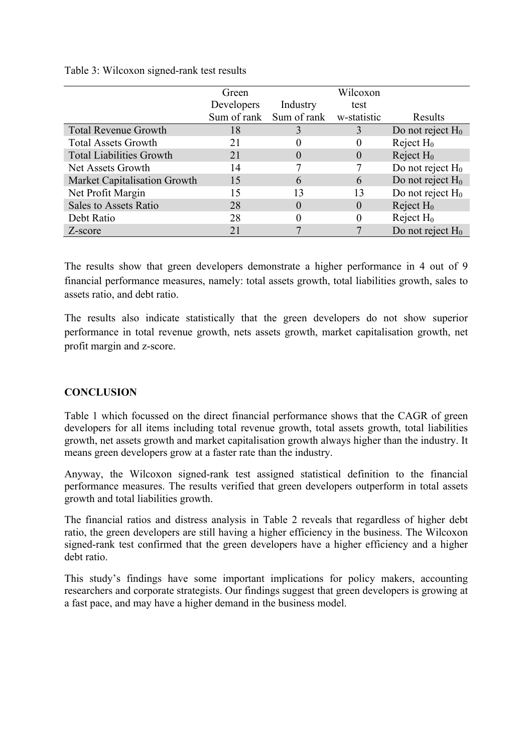Table 3: Wilcoxon signed-rank test results

| | Green Developers Sum of rank | Industry Sum of rank | Wilcoxon test w-statistic | Results |
|---|---|---|---|---|
| Total Revenue Growth | 18 | 3 | 3 | Do not reject $H_0$ |
| Total Assets Growth | 21 | 0 | 0 | Reject $H_0$ |
| Total Liabilities Growth | 21 | 0 | 0 | Reject $H_0$ |
| Net Assets Growth | 14 | 7 | 7 | Do not reject $H_0$ |
| Market Capitalisation Growth | 15 | 6 | 6 | Do not reject $H_0$ |
| Net Profit Margin | 15 | 13 | 13 | Do not reject $H_0$ |
| Sales to Assets Ratio | 28 | 0 | 0 | Reject $H_0$ |
| Debt Ratio | 28 | 0 | 0 | Reject $H_0$ |
| Z-score | 21 | 7 | 7 | Do not reject $H_0$ |

The results show that green developers demonstrate a higher performance in 4 out of 9 financial performance measures, namely: total assets growth, total liabilities growth, sales to assets ratio, and debt ratio.

The results also indicate statistically that the green developers do not show superior performance in total revenue growth, nets assets growth, market capitalisation growth, net profit margin and z-score.

**CONCLUSION**

Table 1 which focussed on the direct financial performance shows that the CAGR of green developers for all items including total revenue growth, total assets growth, total liabilities growth, net assets growth and market capitalisation growth always higher than the industry. It means green developers grow at a faster rate than the industry.

Anyway, the Wilcoxon signed-rank test assigned statistical definition to the financial performance measures. The results verified that green developers outperform in total assets growth and total liabilities growth.

The financial ratios and distress analysis in Table 2 reveals that regardless of higher debt ratio, the green developers are still having a higher efficiency in the business. The Wilcoxon signed-rank test confirmed that the green developers have a higher efficiency and a higher debt ratio.

This study's findings have some important implications for policy makers, accounting researchers and corporate strategists. Our findings suggest that green developers is growing at a fast pace, and may have a higher demand in the business model.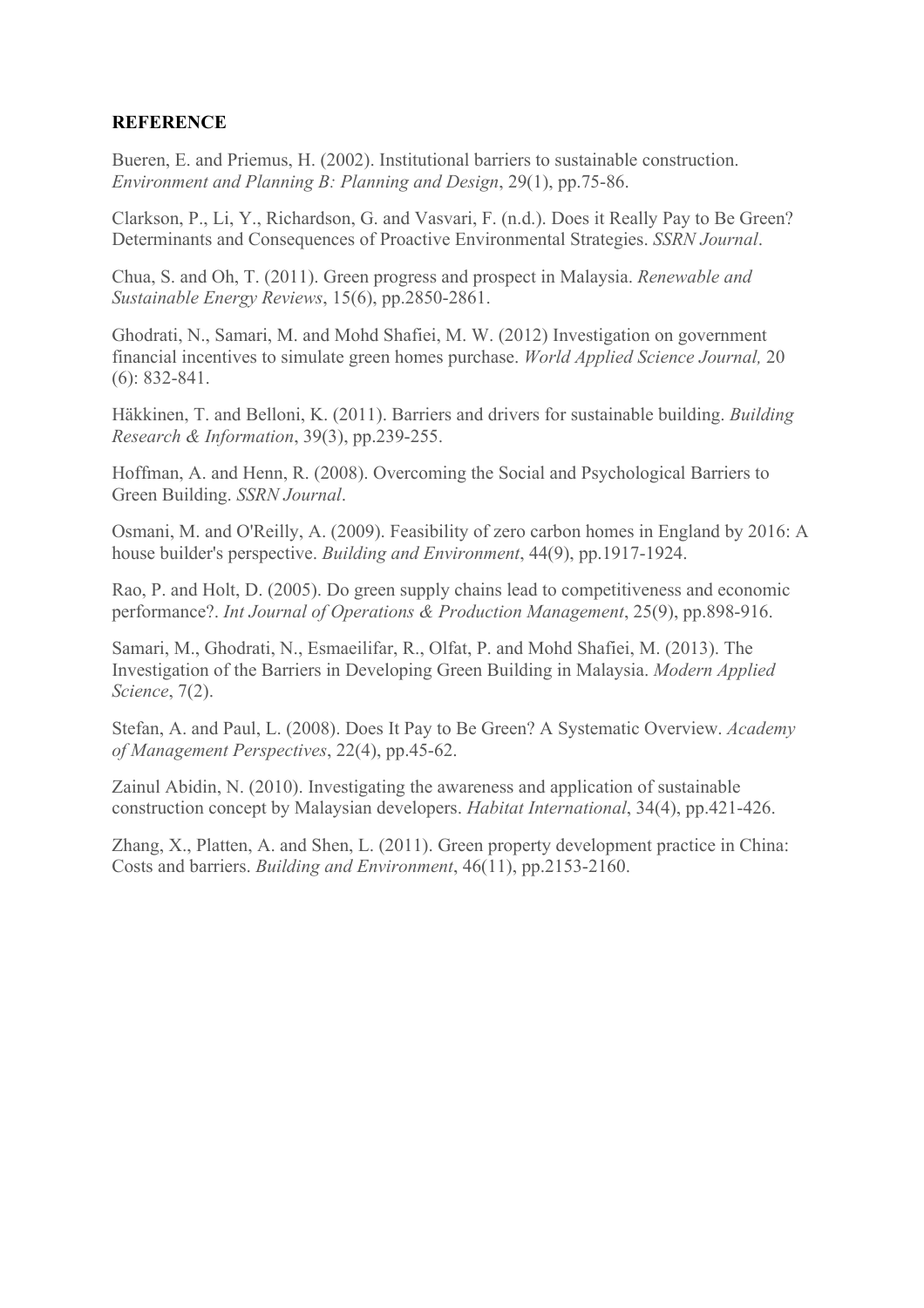**REFERENCE**

Bueren, E. and Priemus, H. (2002). Institutional barriers to sustainable construction. *Environment and Planning B: Planning and Design*, 29(1), pp.75-86.

Clarkson, P., Li, Y., Richardson, G. and Vasvari, F. (n.d.). Does it Really Pay to Be Green? Determinants and Consequences of Proactive Environmental Strategies. *SSRN Journal*.

Chua, S. and Oh, T. (2011). Green progress and prospect in Malaysia. *Renewable and Sustainable Energy Reviews*, 15(6), pp.2850-2861.

Ghodrati, N., Samari, M. and Mohd Shafiei, M. W. (2012) Investigation on government financial incentives to simulate green homes purchase. *World Applied Science Journal,* 20 (6): 832-841.

Häkkinen, T. and Belloni, K. (2011). Barriers and drivers for sustainable building. *Building Research & Information*, 39(3), pp.239-255.

Hoffman, A. and Henn, R. (2008). Overcoming the Social and Psychological Barriers to Green Building. *SSRN Journal*.

Osmani, M. and O'Reilly, A. (2009). Feasibility of zero carbon homes in England by 2016: A house builder's perspective. *Building and Environment*, 44(9), pp.1917-1924.

Rao, P. and Holt, D. (2005). Do green supply chains lead to competitiveness and economic performance?. *Int Journal of Operations & Production Management*, 25(9), pp.898-916.

Samari, M., Ghodrati, N., Esmaeilifar, R., Olfat, P. and Mohd Shafiei, M. (2013). The Investigation of the Barriers in Developing Green Building in Malaysia. *Modern Applied Science*, 7(2).

Stefan, A. and Paul, L. (2008). Does It Pay to Be Green? A Systematic Overview. *Academy of Management Perspectives*, 22(4), pp.45-62.

Zainul Abidin, N. (2010). Investigating the awareness and application of sustainable construction concept by Malaysian developers. *Habitat International*, 34(4), pp.421-426.

Zhang, X., Platten, A. and Shen, L. (2011). Green property development practice in China: Costs and barriers. *Building and Environment*, 46(11), pp.2153-2160.